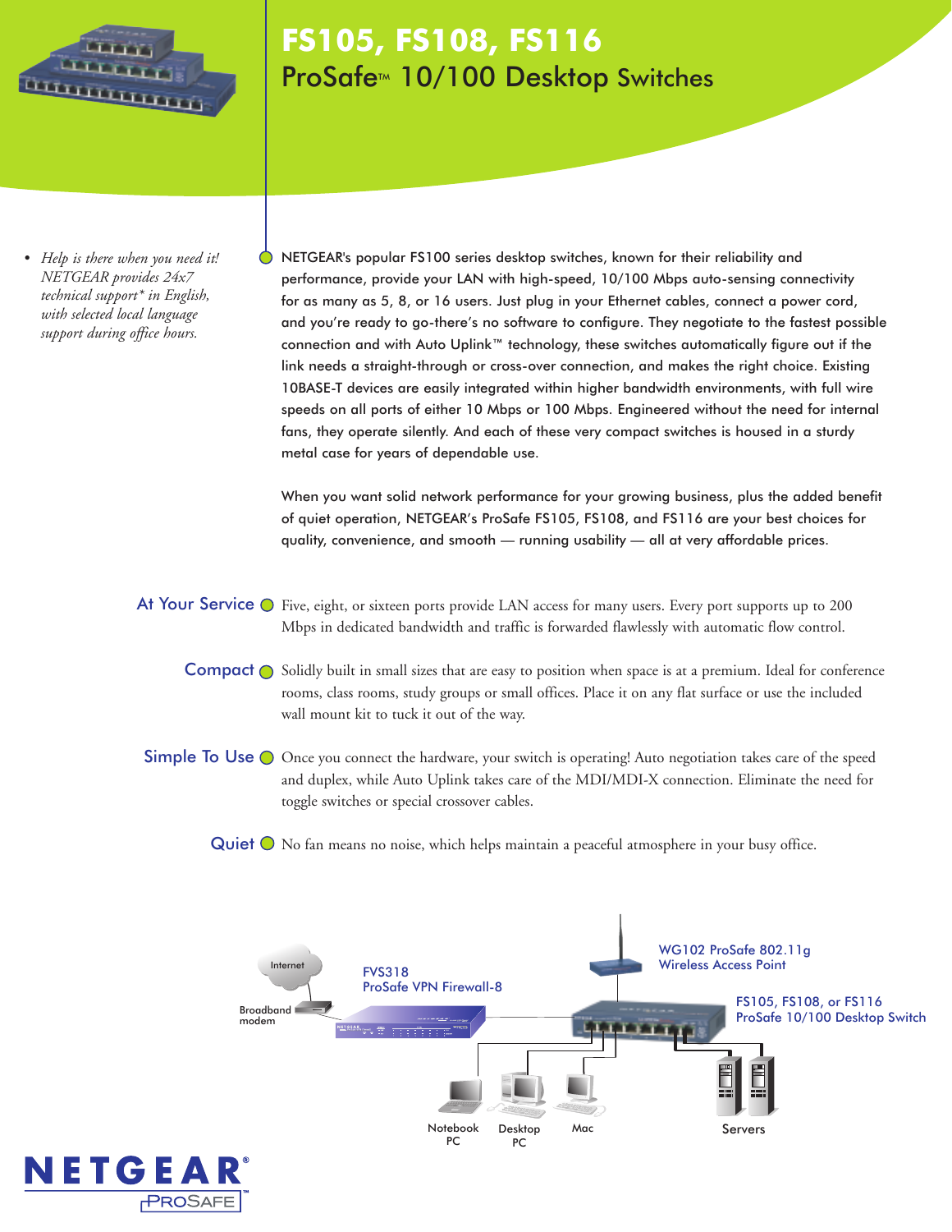# FS105, FS108, FS116

## ProSafe™ 10/100 Desktop Switches

- *Help is there when you need it! NETGEAR provides 24x7 technical support* in English, with selected local language support during office hours.*

NETGEAR's popular FS100 series desktop switches, known for their reliability and performance, provide your LAN with high-speed, 10/100 Mbps auto-sensing connectivity for as many as 5, 8, or 16 users. Just plug in your Ethernet cables, connect a power cord, and you're ready to go-there's no software to configure. They negotiate to the fastest possible connection and with Auto Uplink™ technology, these switches automatically figure out if the link needs a straight-through or cross-over connection, and makes the right choice. Existing 10BASE-T devices are easily integrated within higher bandwidth environments, with full wire speeds on all ports of either 10 Mbps or 100 Mbps. Engineered without the need for internal fans, they operate silently. And each of these very compact switches is housed in a sturdy metal case for years of dependable use.

When you want solid network performance for your growing business, plus the added benefit of quiet operation, NETGEAR's ProSafe FS105, FS108, and FS116 are your best choices for quality, convenience, and smooth — running usability — all at very affordable prices.

**At Your Service** Five, eight, or sixteen ports provide LAN access for many users. Every port supports up to 200 Mbps in dedicated bandwidth and traffic is forwarded flawlessly with automatic flow control.

**Compact** Solidly built in small sizes that are easy to position when space is at a premium. Ideal for conference rooms, class rooms, study groups or small offices. Place it on any flat surface or use the included wall mount kit to tuck it out of the way.

**Simple To Use** Once you connect the hardware, your switch is operating! Auto negotiation takes care of the speed and duplex, while Auto Uplink takes care of the MDI/MDI-X connection. Eliminate the need for toggle switches or special crossover cables.

**Quiet** No fan means no noise, which helps maintain a peaceful atmosphere in your busy office.

Internet

Broadband modem

FVS318 ProSafe VPN Firewall-8

WG102 ProSafe 802.11g Wireless Access Point

FS105, FS108, or FS116 ProSafe 10/100 Desktop Switch

Notebook PC

Desktop PC

Mac

Servers

NETGEAR® PROSAFE™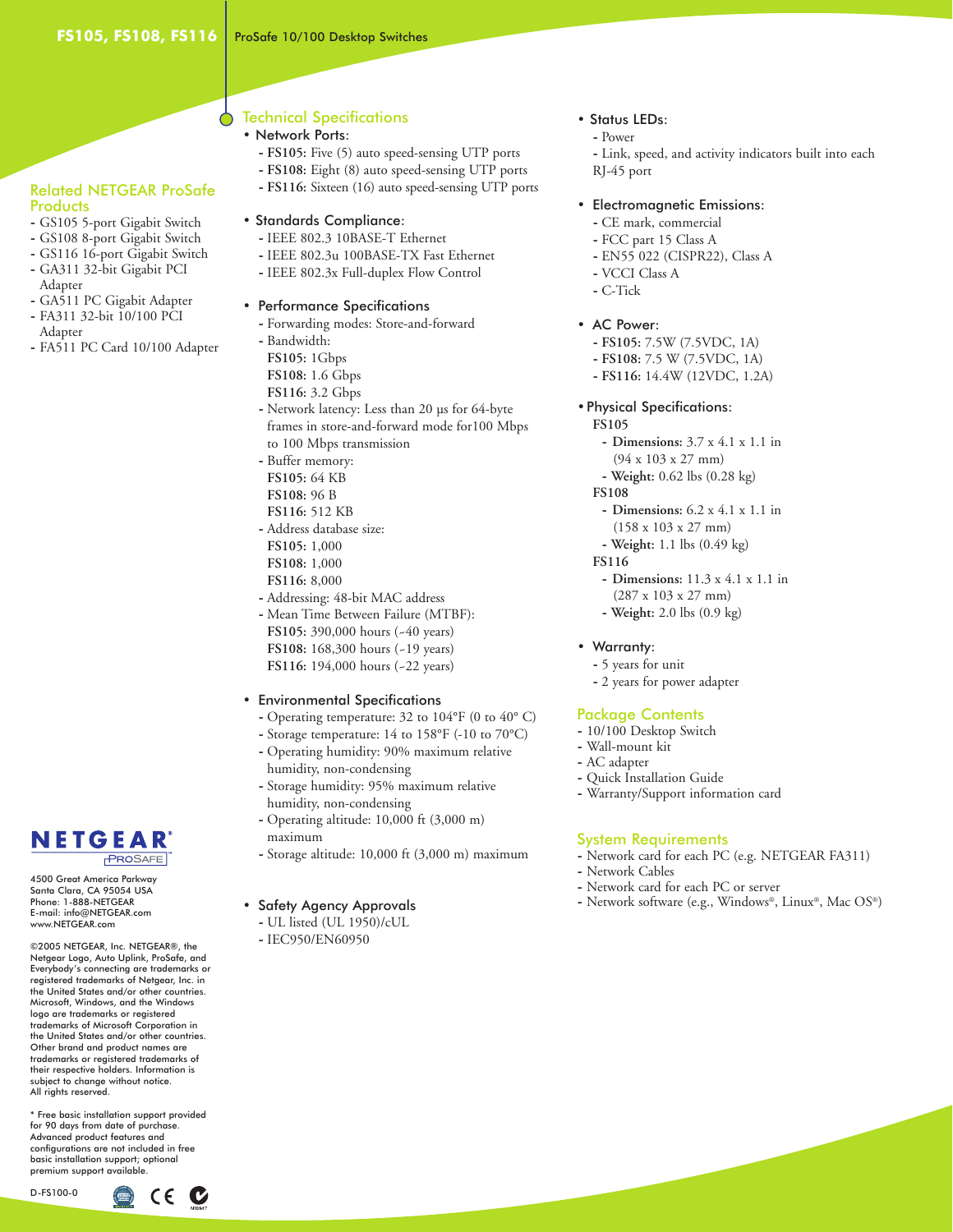## Related NETGEAR ProSafe Products

- GS105 5-port Gigabit Switch
- GS108 8-port Gigabit Switch
- GS116 16-port Gigabit Switch
- GA311 32-bit Gigabit PCI Adapter
- GA511 PC Gigabit Adapter
- FA311 32-bit 10/100 PCI Adapter
- FA511 PC Card 10/100 Adapter

## Technical Specifications

- **Network Ports:**
  - **FS105:** Five (5) auto speed-sensing UTP ports
  - **FS108:** Eight (8) auto speed-sensing UTP ports
  - **FS116:** Sixteen (16) auto speed-sensing UTP ports

- **Standards Compliance:**
  - IEEE 802.3 10BASE-T Ethernet
  - IEEE 802.3u 100BASE-TX Fast Ethernet
  - IEEE 802.3x Full-duplex Flow Control

- **Performance Specifications**
  - Forwarding modes: Store-and-forward
  - Bandwidth:
    **FS105:** 1Gbps
    **FS108:** 1.6 Gbps
    **FS116:** 3.2 Gbps
  - Network latency: Less than 20 µs for 64-byte frames in store-and-forward mode for100 Mbps to 100 Mbps transmission
  - Buffer memory:
    **FS105:** 64 KB
    **FS108:** 96 B
    **FS116:** 512 KB
  - Address database size:
    **FS105:** 1,000
    **FS108:** 1,000
    **FS116:** 8,000
  - Addressing: 48-bit MAC address
  - Mean Time Between Failure (MTBF):
    **FS105:** 390,000 hours (~40 years)
    **FS108:** 168,300 hours (~19 years)
    **FS116:** 194,000 hours (~22 years)

- **Environmental Specifications**
  - Operating temperature: 32 to 104°F (0 to 40° C)
  - Storage temperature: 14 to 158°F (-10 to 70°C)
  - Operating humidity: 90% maximum relative humidity, non-condensing
  - Storage humidity: 95% maximum relative humidity, non-condensing
  - Operating altitude: 10,000 ft (3,000 m) maximum
  - Storage altitude: 10,000 ft (3,000 m) maximum

- **Safety Agency Approvals**
  - UL listed (UL 1950)/cUL
  - IEC950/EN60950

- **Status LEDs:**
  - Power
  - Link, speed, and activity indicators built into each RJ-45 port

- **Electromagnetic Emissions:**
  - CE mark, commercial
  - FCC part 15 Class A
  - EN55 022 (CISPR22), Class A
  - VCCI Class A
  - C-Tick

- **AC Power:**
  - **FS105:** 7.5W (7.5VDC, 1A)
  - **FS108:** 7.5 W (7.5VDC, 1A)
  - **FS116:** 14.4W (12VDC, 1.2A)

- **Physical Specifications:**
  - FS105
    - **Dimensions:** 3.7 x 4.1 x 1.1 in (94 x 103 x 27 mm)
    - **Weight:** 0.62 lbs (0.28 kg)
  - FS108
    - **Dimensions:** 6.2 x 4.1 x 1.1 in (158 x 103 x 27 mm)
    - **Weight:** 1.1 lbs (0.49 kg)
  - FS116
    - **Dimensions:** 11.3 x 4.1 x 1.1 in (287 x 103 x 27 mm)
    - **Weight:** 2.0 lbs (0.9 kg)

- **Warranty:**
  - 5 years for unit
  - 2 years for power adapter

## Package Contents

- 10/100 Desktop Switch
- Wall-mount kit
- AC adapter
- Quick Installation Guide
- Warranty/Support information card

## System Requirements

- Network card for each PC (e.g. NETGEAR FA311)
- Network Cables
- Network card for each PC or server
- Network software (e.g., Windows®, Linux®, Mac OS®)

NETGEAR® ProSafe

4500 Great America Parkway
Santa Clara, CA 95054 USA
Phone: 1-888-NETGEAR
E-mail: info@NETGEAR.com
www.NETGEAR.com

©2005 NETGEAR, Inc. NETGEAR®, the Netgear Logo, Auto Uplink, ProSafe, and Everybody's connecting are trademarks or registered trademarks of Netgear, Inc. in the United States and/or other countries. Microsoft, Windows, and the Windows logo are trademarks or registered trademarks of Microsoft Corporation in the United States and/or other countries. Other brand and product names are trademarks or registered trademarks of their respective holders. Information is subject to change without notice. All rights reserved.

* Free basic installation support provided for 90 days from date of purchase. Advanced product features and configurations are not included in free basic installation support; optional premium support available.

D-FS100-0